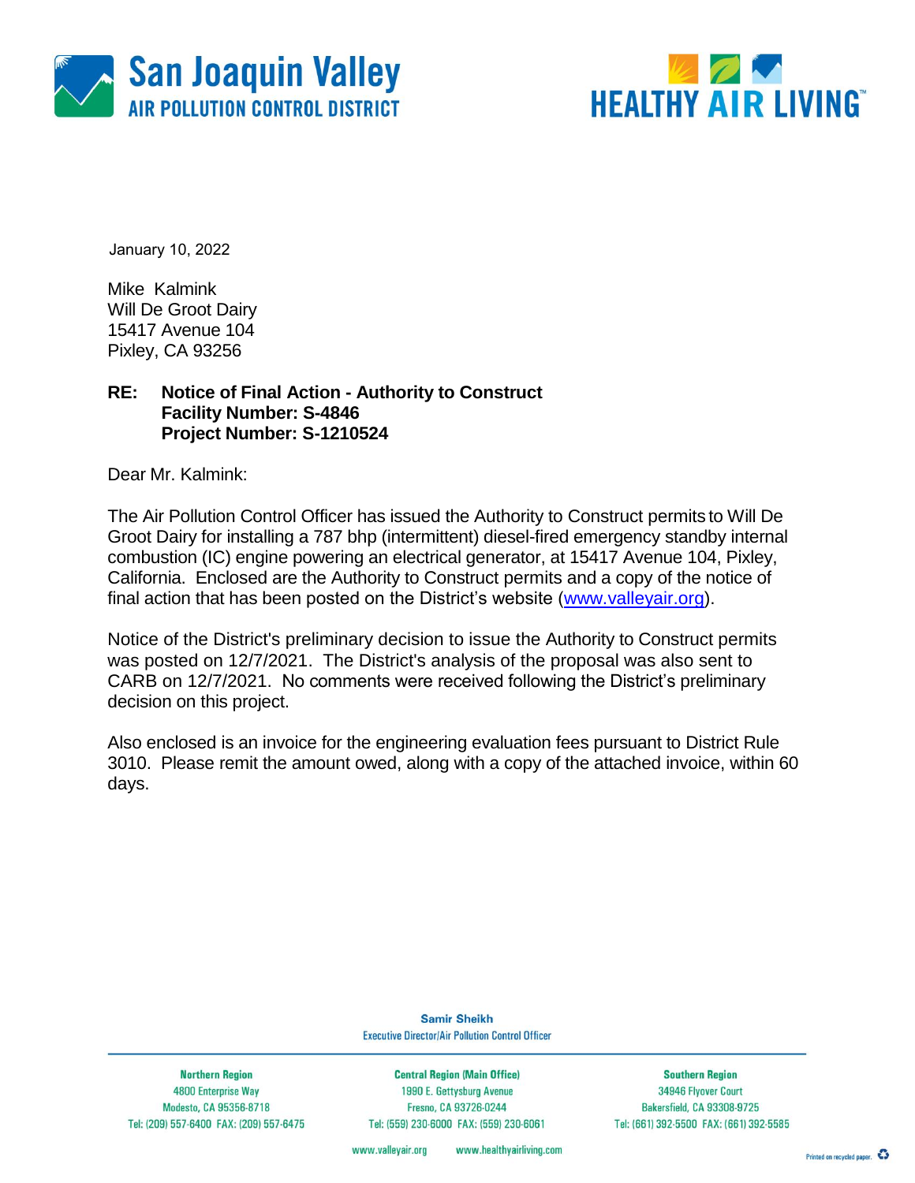San Joaquin Valley
AIR POLLUTION CONTROL DISTRICT

HEALTHY AIR LIVING™

January 10, 2022

Mike Kalmink
Will De Groot Dairy
15417 Avenue 104
Pixley, CA 93256

**RE: Notice of Final Action - Authority to Construct**
**Facility Number: S-4846**
**Project Number: S-1210524**

Dear Mr. Kalmink:

The Air Pollution Control Officer has issued the Authority to Construct permits to Will De Groot Dairy for installing a 787 bhp (intermittent) diesel-fired emergency standby internal combustion (IC) engine powering an electrical generator, at 15417 Avenue 104, Pixley, California. Enclosed are the Authority to Construct permits and a copy of the notice of final action that has been posted on the District's website (www.valleyair.org).

Notice of the District's preliminary decision to issue the Authority to Construct permits was posted on 12/7/2021. The District's analysis of the proposal was also sent to CARB on 12/7/2021. No comments were received following the District's preliminary decision on this project.

Also enclosed is an invoice for the engineering evaluation fees pursuant to District Rule 3010. Please remit the amount owed, along with a copy of the attached invoice, within 60 days.

Samir Sheikh
Executive Director/Air Pollution Control Officer

| Northern Region | Central Region (Main Office) | Southern Region |
|---|---|---|
| 4800 Enterprise Way | 1990 E. Gettysburg Avenue | 34946 Flyover Court |
| Modesto, CA 95356-8718 | Fresno, CA 93726-0244 | Bakersfield, CA 93308-9725 |
| Tel: (209) 557-6400 FAX: (209) 557-6475 | Tel: (559) 230-6000 FAX: (559) 230-6061 | Tel: (661) 392-5500 FAX: (661) 392-5585 |

www.valleyair.org www.healthyairliving.com

Printed on recycled paper.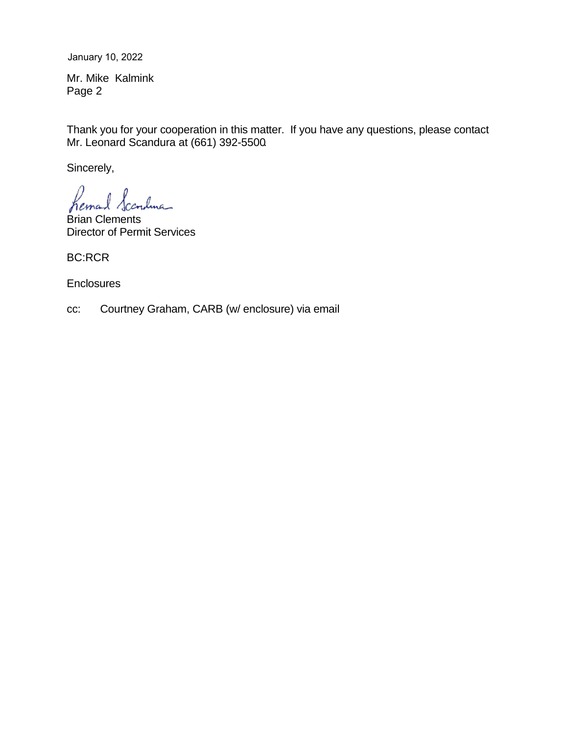January 10, 2022

Mr. Mike Kalmink
Page 2

Thank you for your cooperation in this matter. If you have any questions, please contact Mr. Leonard Scandura at (661) 392-5500.

Sincerely,

Brian Clements
Director of Permit Services

BC:RCR

Enclosures

cc: Courtney Graham, CARB (w/ enclosure) via email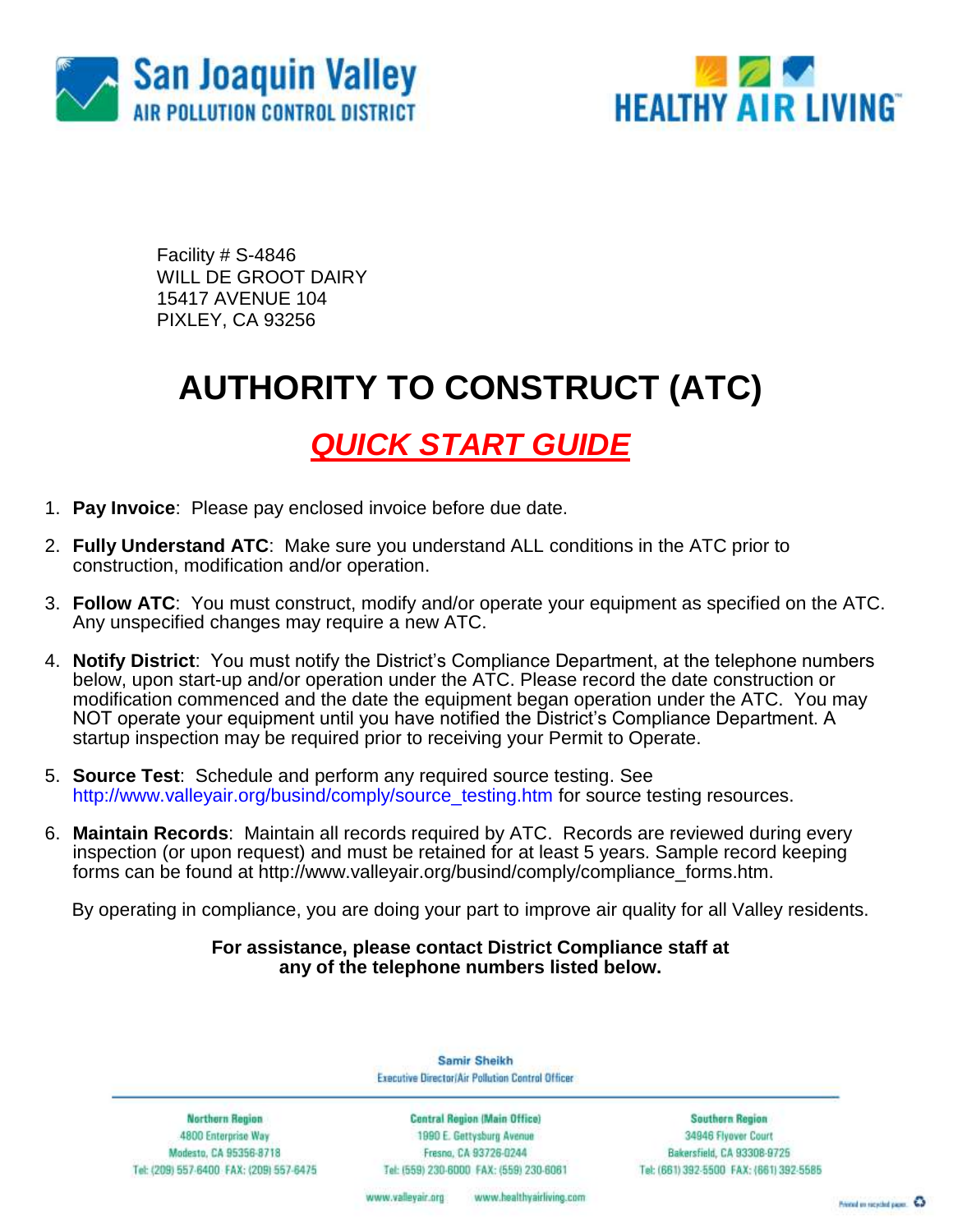San Joaquin Valley
AIR POLLUTION CONTROL DISTRICT

HEALTHY AIR LIVING™

Facility # S-4846
WILL DE GROOT DAIRY
15417 AVENUE 104
PIXLEY, CA 93256

# AUTHORITY TO CONSTRUCT (ATC)

## *QUICK START GUIDE*

1. **Pay Invoice**: Please pay enclosed invoice before due date.
2. **Fully Understand ATC**: Make sure you understand ALL conditions in the ATC prior to construction, modification and/or operation.
3. **Follow ATC**: You must construct, modify and/or operate your equipment as specified on the ATC. Any unspecified changes may require a new ATC.
4. **Notify District**: You must notify the District's Compliance Department, at the telephone numbers below, upon start-up and/or operation under the ATC. Please record the date construction or modification commenced and the date the equipment began operation under the ATC. You may NOT operate your equipment until you have notified the District's Compliance Department. A startup inspection may be required prior to receiving your Permit to Operate.
5. **Source Test**: Schedule and perform any required source testing. See http://www.valleyair.org/busind/comply/source_testing.htm for source testing resources.
6. **Maintain Records**: Maintain all records required by ATC. Records are reviewed during every inspection (or upon request) and must be retained for at least 5 years. Sample record keeping forms can be found at http://www.valleyair.org/busind/comply/compliance_forms.htm.

By operating in compliance, you are doing your part to improve air quality for all Valley residents.

**For assistance, please contact District Compliance staff at any of the telephone numbers listed below.**

Samir Sheikh
Executive Director/Air Pollution Control Officer

| Northern Region | Central Region (Main Office) | Southern Region |
|---|---|---|
| 4800 Enterprise Way | 1990 E. Gettysburg Avenue | 34946 Flyover Court |
| Modesto, CA 95356-8718 | Fresno, CA 93726-0244 | Bakersfield, CA 93308-9725 |
| Tel: (209) 557-6400 FAX: (209) 557-6475 | Tel: (559) 230-6000 FAX: (559) 230-6061 | Tel: (661) 392-5500 FAX: (661) 392-5585 |

www.valleyair.org www.healthyairliving.com

Printed on recycled paper.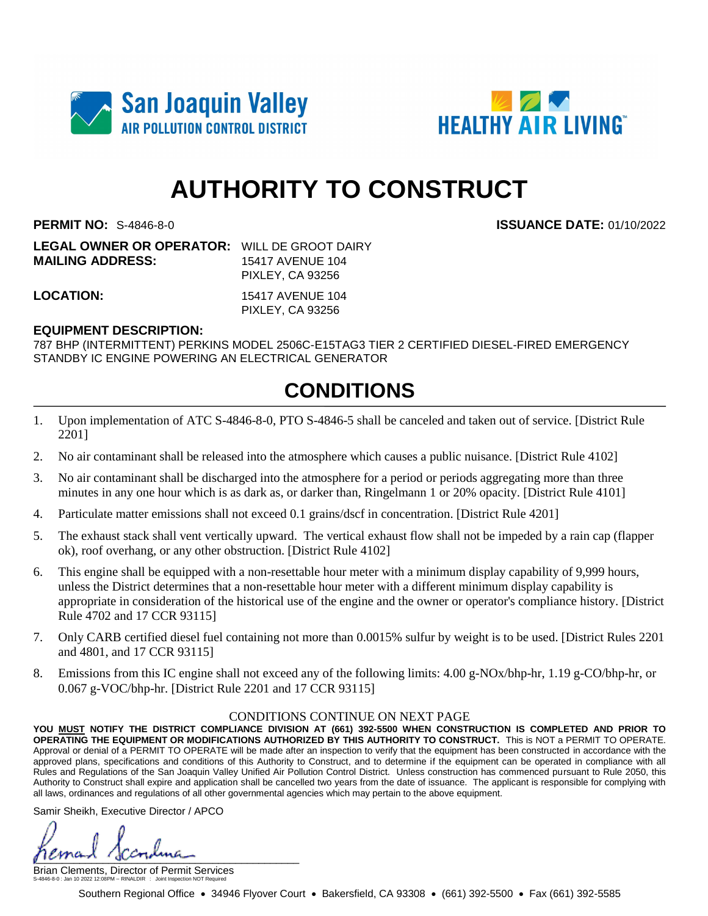San Joaquin Valley
AIR POLLUTION CONTROL DISTRICT

HEALTHY AIR LIVING™

# AUTHORITY TO CONSTRUCT

**PERMIT NO:** S-4846-8-0 **ISSUANCE DATE:** 01/10/2022

**LEGAL OWNER OR OPERATOR:** WILL DE GROOT DAIRY
**MAILING ADDRESS:** 15417 AVENUE 104
PIXLEY, CA 93256

**LOCATION:** 15417 AVENUE 104
PIXLEY, CA 93256

**EQUIPMENT DESCRIPTION:**
787 BHP (INTERMITTENT) PERKINS MODEL 2506C-E15TAG3 TIER 2 CERTIFIED DIESEL-FIRED EMERGENCY STANDBY IC ENGINE POWERING AN ELECTRICAL GENERATOR

## CONDITIONS

1. Upon implementation of ATC S-4846-8-0, PTO S-4846-5 shall be canceled and taken out of service. [District Rule 2201]
2. No air contaminant shall be released into the atmosphere which causes a public nuisance. [District Rule 4102]
3. No air contaminant shall be discharged into the atmosphere for a period or periods aggregating more than three minutes in any one hour which is as dark as, or darker than, Ringelmann 1 or 20% opacity. [District Rule 4101]
4. Particulate matter emissions shall not exceed 0.1 grains/dscf in concentration. [District Rule 4201]
5. The exhaust stack shall vent vertically upward. The vertical exhaust flow shall not be impeded by a rain cap (flapper ok), roof overhang, or any other obstruction. [District Rule 4102]
6. This engine shall be equipped with a non-resettable hour meter with a minimum display capability of 9,999 hours, unless the District determines that a non-resettable hour meter with a different minimum display capability is appropriate in consideration of the historical use of the engine and the owner or operator's compliance history. [District Rule 4702 and 17 CCR 93115]
7. Only CARB certified diesel fuel containing not more than 0.0015% sulfur by weight is to be used. [District Rules 2201 and 4801, and 17 CCR 93115]
8. Emissions from this IC engine shall not exceed any of the following limits: 4.00 g-NOx/bhp-hr, 1.19 g-CO/bhp-hr, or 0.067 g-VOC/bhp-hr. [District Rule 2201 and 17 CCR 93115]

CONDITIONS CONTINUE ON NEXT PAGE

**YOU MUST NOTIFY THE DISTRICT COMPLIANCE DIVISION AT (661) 392-5500 WHEN CONSTRUCTION IS COMPLETED AND PRIOR TO OPERATING THE EQUIPMENT OR MODIFICATIONS AUTHORIZED BY THIS AUTHORITY TO CONSTRUCT.** This is NOT a PERMIT TO OPERATE. Approval or denial of a PERMIT TO OPERATE will be made after an inspection to verify that the equipment has been constructed in accordance with the approved plans, specifications and conditions of this Authority to Construct, and to determine if the equipment can be operated in compliance with all Rules and Regulations of the San Joaquin Valley Unified Air Pollution Control District. Unless construction has commenced pursuant to Rule 2050, this Authority to Construct shall expire and application shall be cancelled two years from the date of issuance. The applicant is responsible for complying with all laws, ordinances and regulations of all other governmental agencies which may pertain to the above equipment.

Samir Sheikh, Executive Director / APCO

Brian Clements, Director of Permit Services

S-4846-8-0 : Jan 10 2022 12:08PM -- RINALDIR : Joint Inspection NOT Required

Southern Regional Office • 34946 Flyover Court • Bakersfield, CA 93308 • (661) 392-5500 • Fax (661) 392-5585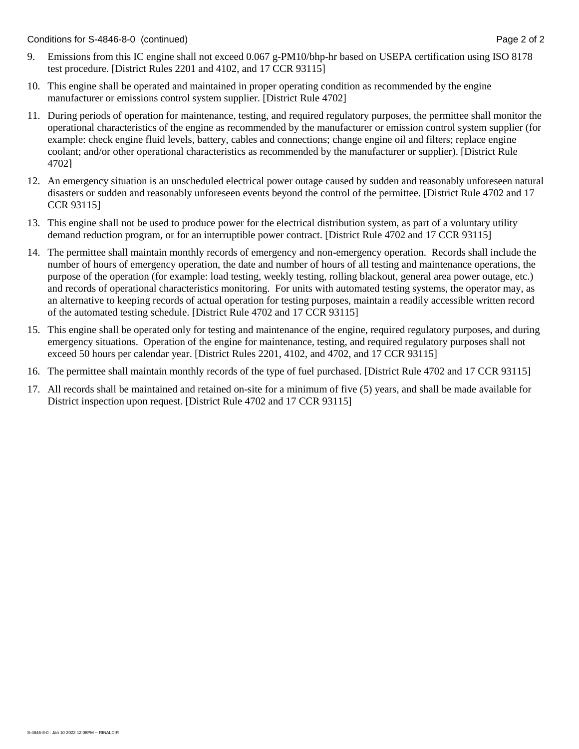9. Emissions from this IC engine shall not exceed 0.067 g-PM10/bhp-hr based on USEPA certification using ISO 8178 test procedure. [District Rules 2201 and 4102, and 17 CCR 93115]

10. This engine shall be operated and maintained in proper operating condition as recommended by the engine manufacturer or emissions control system supplier. [District Rule 4702]

11. During periods of operation for maintenance, testing, and required regulatory purposes, the permittee shall monitor the operational characteristics of the engine as recommended by the manufacturer or emission control system supplier (for example: check engine fluid levels, battery, cables and connections; change engine oil and filters; replace engine coolant; and/or other operational characteristics as recommended by the manufacturer or supplier). [District Rule 4702]

12. An emergency situation is an unscheduled electrical power outage caused by sudden and reasonably unforeseen natural disasters or sudden and reasonably unforeseen events beyond the control of the permittee. [District Rule 4702 and 17 CCR 93115]

13. This engine shall not be used to produce power for the electrical distribution system, as part of a voluntary utility demand reduction program, or for an interruptible power contract. [District Rule 4702 and 17 CCR 93115]

14. The permittee shall maintain monthly records of emergency and non-emergency operation. Records shall include the number of hours of emergency operation, the date and number of hours of all testing and maintenance operations, the purpose of the operation (for example: load testing, weekly testing, rolling blackout, general area power outage, etc.) and records of operational characteristics monitoring. For units with automated testing systems, the operator may, as an alternative to keeping records of actual operation for testing purposes, maintain a readily accessible written record of the automated testing schedule. [District Rule 4702 and 17 CCR 93115]

15. This engine shall be operated only for testing and maintenance of the engine, required regulatory purposes, and during emergency situations. Operation of the engine for maintenance, testing, and required regulatory purposes shall not exceed 50 hours per calendar year. [District Rules 2201, 4102, and 4702, and 17 CCR 93115]

16. The permittee shall maintain monthly records of the type of fuel purchased. [District Rule 4702 and 17 CCR 93115]

17. All records shall be maintained and retained on-site for a minimum of five (5) years, and shall be made available for District inspection upon request. [District Rule 4702 and 17 CCR 93115]